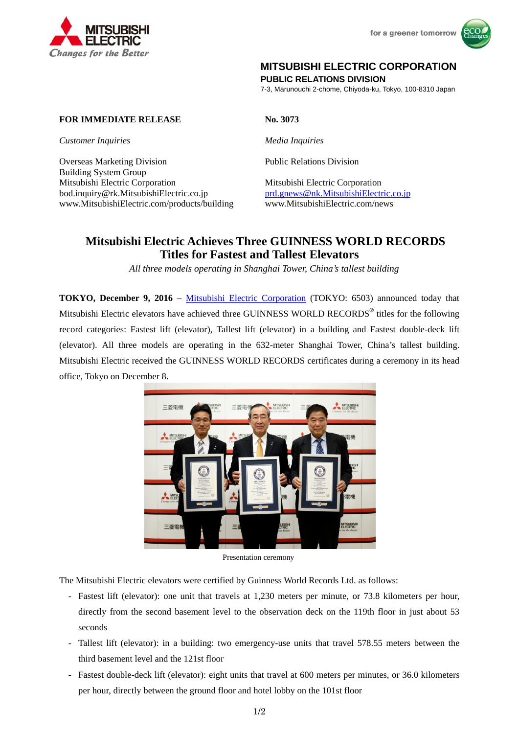MITSUBISHI ELECTRIC
*Changes for the Better*

for a greener tomorrow

**MITSUBISHI ELECTRIC CORPORATION**
**PUBLIC RELATIONS DIVISION**
7-3, Marunouchi 2-chome, Chiyoda-ku, Tokyo, 100-8310 Japan

**FOR IMMEDIATE RELEASE**

**No. 3073**

*Customer Inquiries*

Overseas Marketing Division
Building System Group
Mitsubishi Electric Corporation
bod.inquiry@rk.MitsubishiElectric.co.jp
www.MitsubishiElectric.com/products/building

*Media Inquiries*

Public Relations Division

Mitsubishi Electric Corporation
prd.gnews@nk.MitsubishiElectric.co.jp
www.MitsubishiElectric.com/news

# Mitsubishi Electric Achieves Three GUINNESS WORLD RECORDS Titles for Fastest and Tallest Elevators

*All three models operating in Shanghai Tower, China's tallest building*

**TOKYO, December 9, 2016** – Mitsubishi Electric Corporation (TOKYO: 6503) announced today that Mitsubishi Electric elevators have achieved three GUINNESS WORLD RECORDS® titles for the following record categories: Fastest lift (elevator), Tallest lift (elevator) in a building and Fastest double-deck lift (elevator). All three models are operating in the 632-meter Shanghai Tower, China's tallest building. Mitsubishi Electric received the GUINNESS WORLD RECORDS certificates during a ceremony in its head office, Tokyo on December 8.

Presentation ceremony

The Mitsubishi Electric elevators were certified by Guinness World Records Ltd. as follows:

- Fastest lift (elevator): one unit that travels at 1,230 meters per minute, or 73.8 kilometers per hour, directly from the second basement level to the observation deck on the 119th floor in just about 53 seconds
- Tallest lift (elevator): in a building: two emergency-use units that travel 578.55 meters between the third basement level and the 121st floor
- Fastest double-deck lift (elevator): eight units that travel at 600 meters per minutes, or 36.0 kilometers per hour, directly between the ground floor and hotel lobby on the 101st floor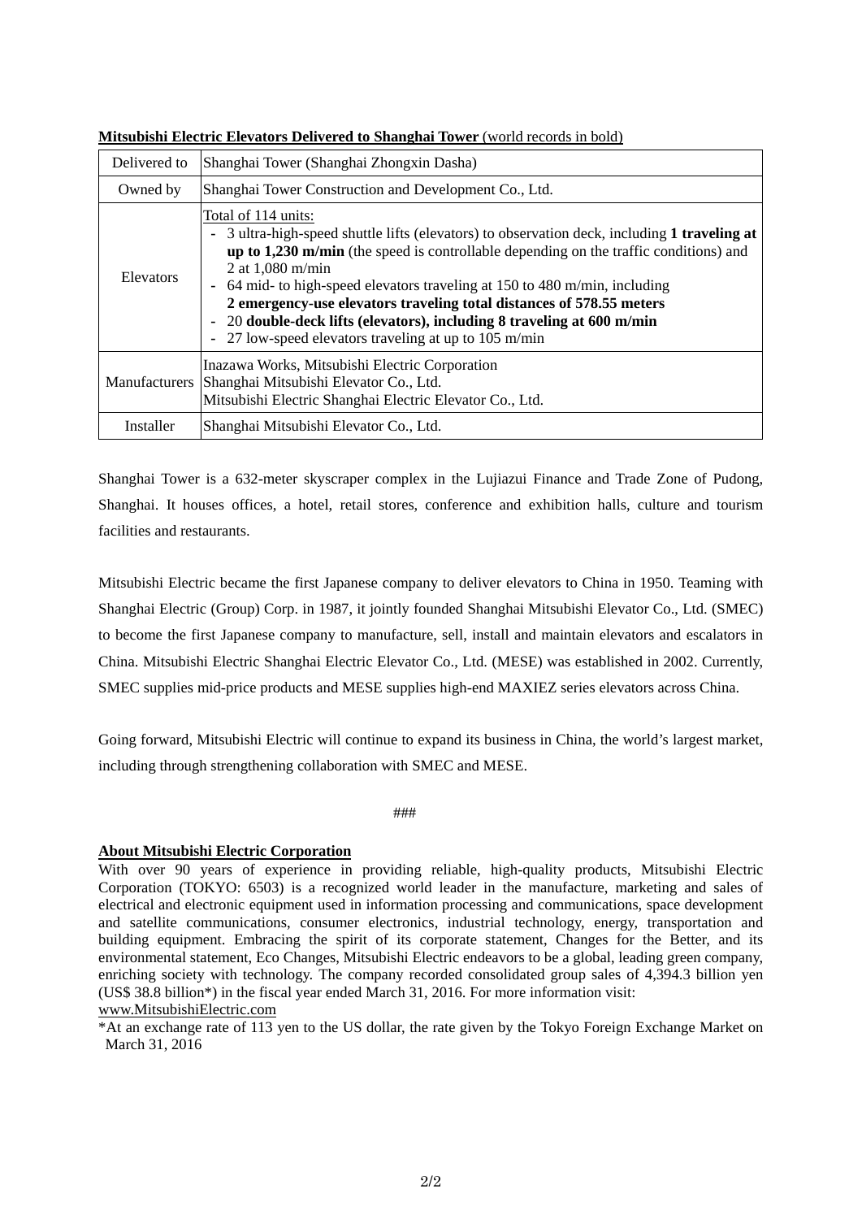**Mitsubishi Electric Elevators Delivered to Shanghai Tower** (world records in bold)

| | |
|---|---|
| Delivered to | Shanghai Tower (Shanghai Zhongxin Dasha) |
| Owned by | Shanghai Tower Construction and Development Co., Ltd. |
| Elevators | Total of 114 units:<br>- 3 ultra-high-speed shuttle lifts (elevators) to observation deck, including **1 traveling at up to 1,230 m/min** (the speed is controllable depending on the traffic conditions) and 2 at 1,080 m/min<br>- 64 mid- to high-speed elevators traveling at 150 to 480 m/min, including **2 emergency-use elevators traveling total distances of 578.55 meters**<br>- 20 **double-deck lifts (elevators), including 8 traveling at 600 m/min**<br>- 27 low-speed elevators traveling at up to 105 m/min |
| Manufacturers | Inazawa Works, Mitsubishi Electric Corporation<br>Shanghai Mitsubishi Elevator Co., Ltd.<br>Mitsubishi Electric Shanghai Electric Elevator Co., Ltd. |
| Installer | Shanghai Mitsubishi Elevator Co., Ltd. |

Shanghai Tower is a 632-meter skyscraper complex in the Lujiazui Finance and Trade Zone of Pudong, Shanghai. It houses offices, a hotel, retail stores, conference and exhibition halls, culture and tourism facilities and restaurants.

Mitsubishi Electric became the first Japanese company to deliver elevators to China in 1950. Teaming with Shanghai Electric (Group) Corp. in 1987, it jointly founded Shanghai Mitsubishi Elevator Co., Ltd. (SMEC) to become the first Japanese company to manufacture, sell, install and maintain elevators and escalators in China. Mitsubishi Electric Shanghai Electric Elevator Co., Ltd. (MESE) was established in 2002. Currently, SMEC supplies mid-price products and MESE supplies high-end MAXIEZ series elevators across China.

Going forward, Mitsubishi Electric will continue to expand its business in China, the world's largest market, including through strengthening collaboration with SMEC and MESE.

###

**About Mitsubishi Electric Corporation**

With over 90 years of experience in providing reliable, high-quality products, Mitsubishi Electric Corporation (TOKYO: 6503) is a recognized world leader in the manufacture, marketing and sales of electrical and electronic equipment used in information processing and communications, space development and satellite communications, consumer electronics, industrial technology, energy, transportation and building equipment. Embracing the spirit of its corporate statement, Changes for the Better, and its environmental statement, Eco Changes, Mitsubishi Electric endeavors to be a global, leading green company, enriching society with technology. The company recorded consolidated group sales of 4,394.3 billion yen (US$ 38.8 billion*) in the fiscal year ended March 31, 2016. For more information visit:
www.MitsubishiElectric.com

*At an exchange rate of 113 yen to the US dollar, the rate given by the Tokyo Foreign Exchange Market on March 31, 2016